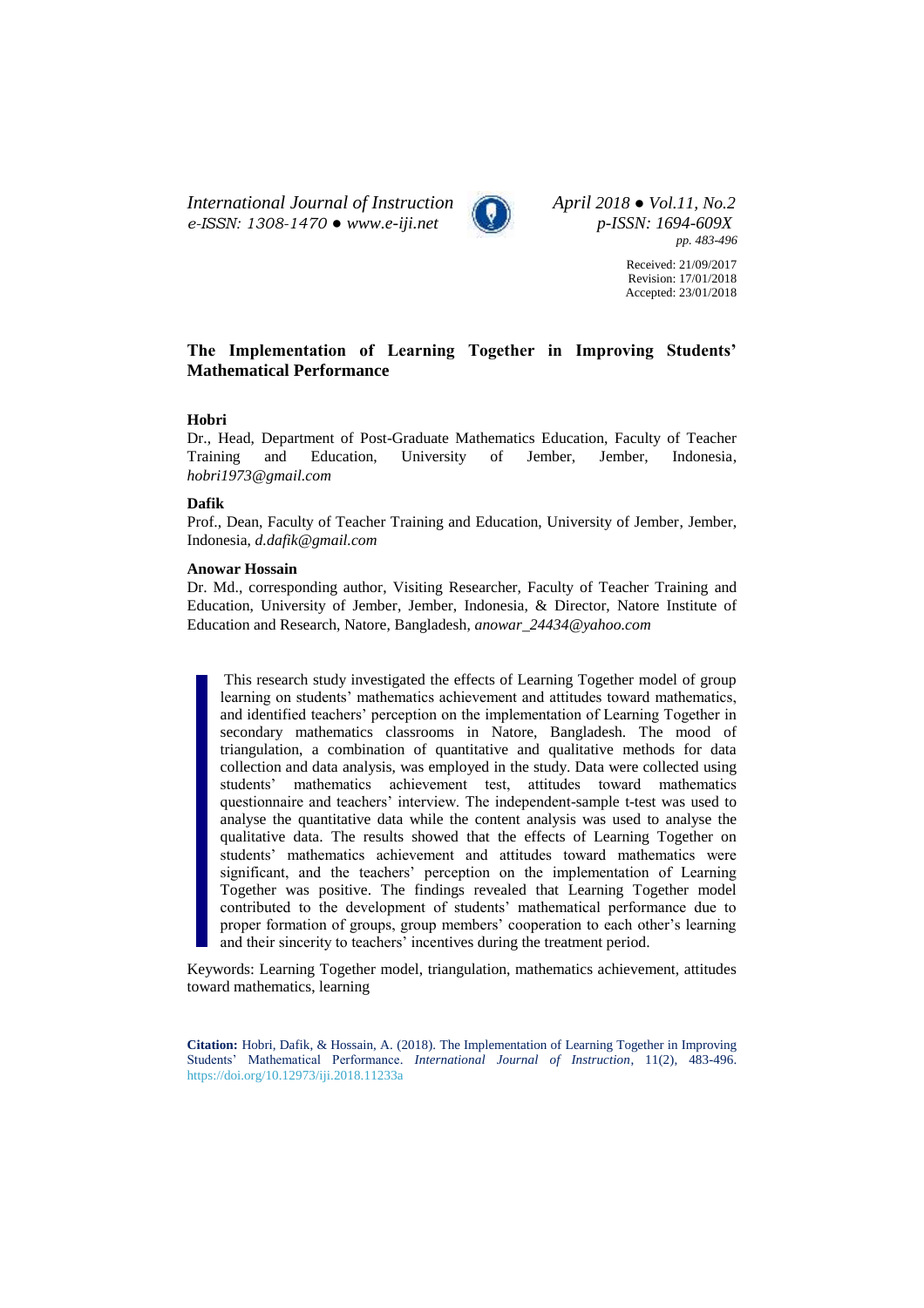Received: 21/09/2017
Revision: 17/01/2018
Accepted: 23/01/2018

# The Implementation of Learning Together in Improving Students' Mathematical Performance

**Hobri**

Dr., Head, Department of Post-Graduate Mathematics Education, Faculty of Teacher Training and Education, University of Jember, Jember, Indonesia, *hobri1973@gmail.com*

**Dafik**

Prof., Dean, Faculty of Teacher Training and Education, University of Jember, Jember, Indonesia, *d.dafik@gmail.com*

**Anowar Hossain**

Dr. Md., corresponding author, Visiting Researcher, Faculty of Teacher Training and Education, University of Jember, Jember, Indonesia, & Director, Natore Institute of Education and Research, Natore, Bangladesh, *anowar_24434@yahoo.com*

> This research study investigated the effects of Learning Together model of group learning on students' mathematics achievement and attitudes toward mathematics, and identified teachers' perception on the implementation of Learning Together in secondary mathematics classrooms in Natore, Bangladesh. The mood of triangulation, a combination of quantitative and qualitative methods for data collection and data analysis, was employed in the study. Data were collected using students' mathematics achievement test, attitudes toward mathematics questionnaire and teachers' interview. The independent-sample t-test was used to analyse the quantitative data while the content analysis was used to analyse the qualitative data. The results showed that the effects of Learning Together on students' mathematics achievement and attitudes toward mathematics were significant, and the teachers' perception on the implementation of Learning Together was positive. The findings revealed that Learning Together model contributed to the development of students' mathematical performance due to proper formation of groups, group members' cooperation to each other's learning and their sincerity to teachers' incentives during the treatment period.

Keywords: Learning Together model, triangulation, mathematics achievement, attitudes toward mathematics, learning

**Citation:** Hobri, Dafik, & Hossain, A. (2018). The Implementation of Learning Together in Improving Students' Mathematical Performance. *International Journal of Instruction*, 11(2), 483-496. https://doi.org/10.12973/iji.2018.11233a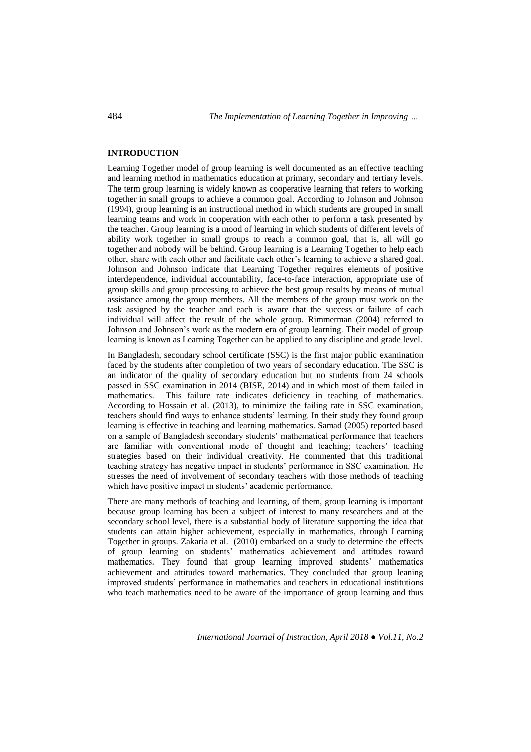## INTRODUCTION

Learning Together model of group learning is well documented as an effective teaching and learning method in mathematics education at primary, secondary and tertiary levels. The term group learning is widely known as cooperative learning that refers to working together in small groups to achieve a common goal. According to Johnson and Johnson (1994), group learning is an instructional method in which students are grouped in small learning teams and work in cooperation with each other to perform a task presented by the teacher. Group learning is a mood of learning in which students of different levels of ability work together in small groups to reach a common goal, that is, all will go together and nobody will be behind. Group learning is a Learning Together to help each other, share with each other and facilitate each other's learning to achieve a shared goal. Johnson and Johnson indicate that Learning Together requires elements of positive interdependence, individual accountability, face-to-face interaction, appropriate use of group skills and group processing to achieve the best group results by means of mutual assistance among the group members. All the members of the group must work on the task assigned by the teacher and each is aware that the success or failure of each individual will affect the result of the whole group. Rimmerman (2004) referred to Johnson and Johnson's work as the modern era of group learning. Their model of group learning is known as Learning Together can be applied to any discipline and grade level.

In Bangladesh, secondary school certificate (SSC) is the first major public examination faced by the students after completion of two years of secondary education. The SSC is an indicator of the quality of secondary education but no students from 24 schools passed in SSC examination in 2014 (BISE, 2014) and in which most of them failed in mathematics. This failure rate indicates deficiency in teaching of mathematics. According to Hossain et al. (2013), to minimize the failing rate in SSC examination, teachers should find ways to enhance students' learning. In their study they found group learning is effective in teaching and learning mathematics. Samad (2005) reported based on a sample of Bangladesh secondary students' mathematical performance that teachers are familiar with conventional mode of thought and teaching; teachers' teaching strategies based on their individual creativity. He commented that this traditional teaching strategy has negative impact in students' performance in SSC examination. He stresses the need of involvement of secondary teachers with those methods of teaching which have positive impact in students' academic performance.

There are many methods of teaching and learning, of them, group learning is important because group learning has been a subject of interest to many researchers and at the secondary school level, there is a substantial body of literature supporting the idea that students can attain higher achievement, especially in mathematics, through Learning Together in groups. Zakaria et al. (2010) embarked on a study to determine the effects of group learning on students' mathematics achievement and attitudes toward mathematics. They found that group learning improved students' mathematics achievement and attitudes toward mathematics. They concluded that group leaning improved students' performance in mathematics and teachers in educational institutions who teach mathematics need to be aware of the importance of group learning and thus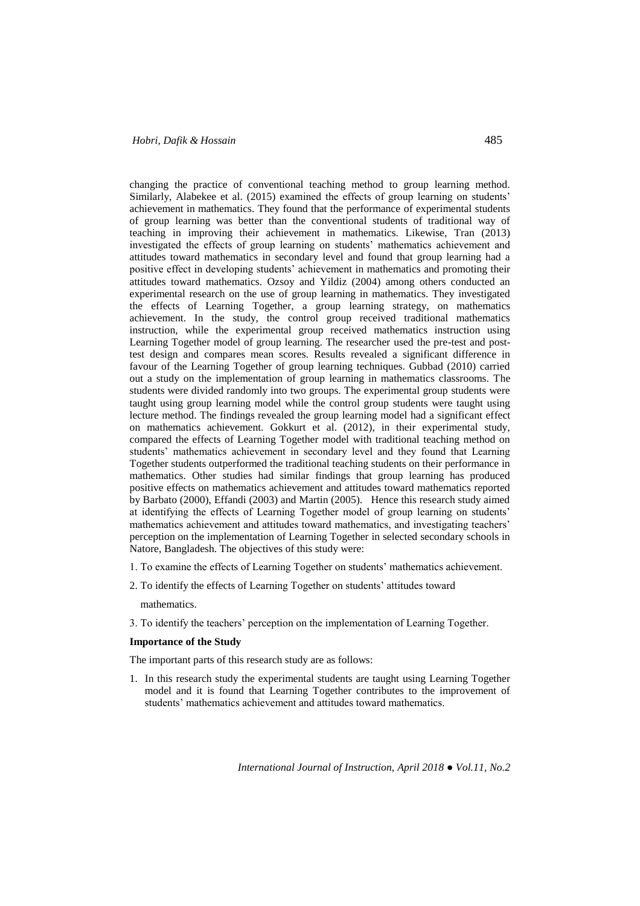changing the practice of conventional teaching method to group learning method. Similarly, Alabekee et al. (2015) examined the effects of group learning on students' achievement in mathematics. They found that the performance of experimental students of group learning was better than the conventional students of traditional way of teaching in improving their achievement in mathematics. Likewise, Tran (2013) investigated the effects of group learning on students' mathematics achievement and attitudes toward mathematics in secondary level and found that group learning had a positive effect in developing students' achievement in mathematics and promoting their attitudes toward mathematics. Ozsoy and Yildiz (2004) among others conducted an experimental research on the use of group learning in mathematics. They investigated the effects of Learning Together, a group learning strategy, on mathematics achievement. In the study, the control group received traditional mathematics instruction, while the experimental group received mathematics instruction using Learning Together model of group learning. The researcher used the pre-test and post-test design and compares mean scores. Results revealed a significant difference in favour of the Learning Together of group learning techniques. Gubbad (2010) carried out a study on the implementation of group learning in mathematics classrooms. The students were divided randomly into two groups. The experimental group students were taught using group learning model while the control group students were taught using lecture method. The findings revealed the group learning model had a significant effect on mathematics achievement. Gokkurt et al. (2012), in their experimental study, compared the effects of Learning Together model with traditional teaching method on students' mathematics achievement in secondary level and they found that Learning Together students outperformed the traditional teaching students on their performance in mathematics. Other studies had similar findings that group learning has produced positive effects on mathematics achievement and attitudes toward mathematics reported by Barbato (2000), Effandi (2003) and Martin (2005). Hence this research study aimed at identifying the effects of Learning Together model of group learning on students' mathematics achievement and attitudes toward mathematics, and investigating teachers' perception on the implementation of Learning Together in selected secondary schools in Natore, Bangladesh. The objectives of this study were:

1. To examine the effects of Learning Together on students' mathematics achievement.
2. To identify the effects of Learning Together on students' attitudes toward mathematics.
3. To identify the teachers' perception on the implementation of Learning Together.

**Importance of the Study**

The important parts of this research study are as follows:

1. In this research study the experimental students are taught using Learning Together model and it is found that Learning Together contributes to the improvement of students' mathematics achievement and attitudes toward mathematics.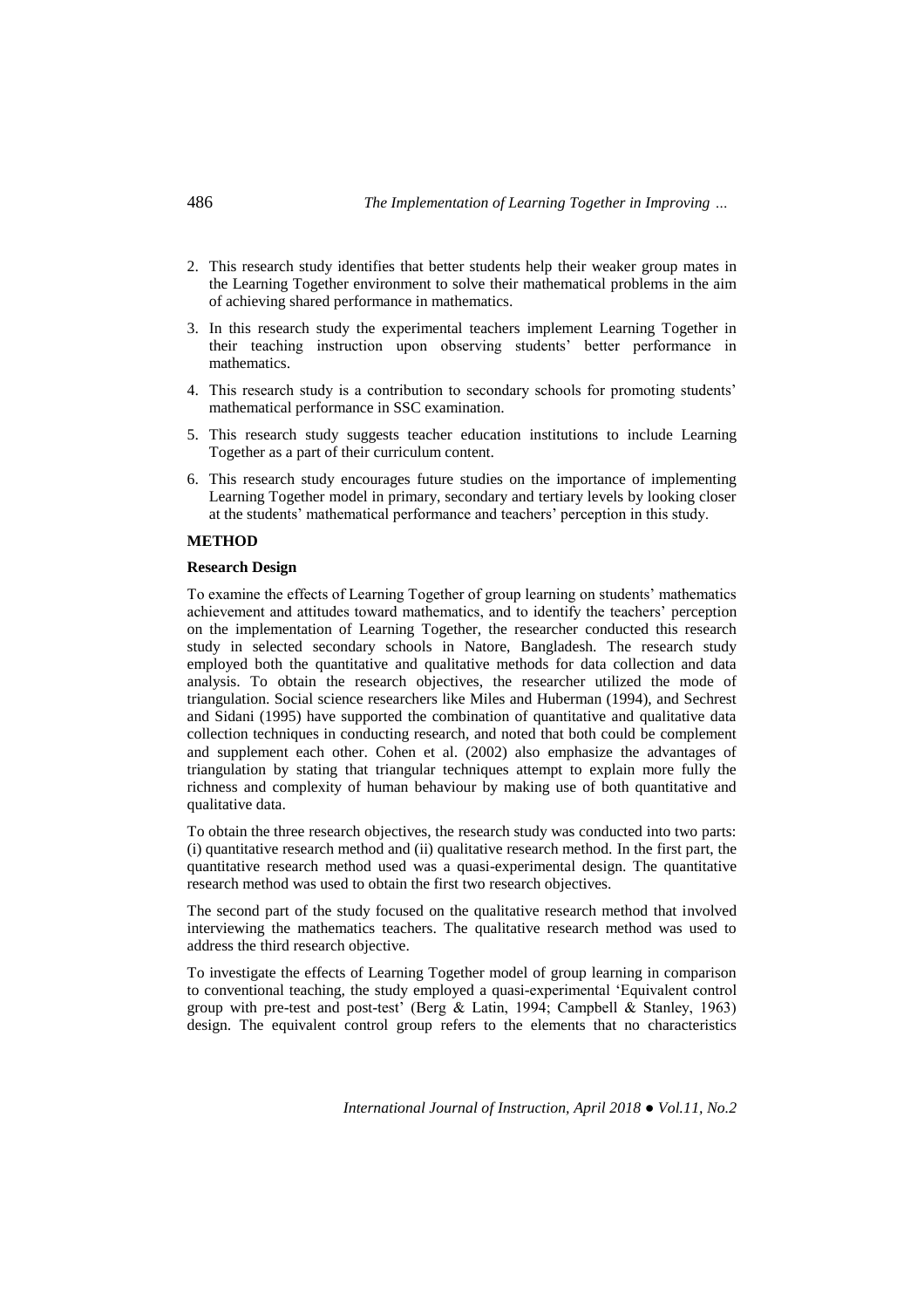2. This research study identifies that better students help their weaker group mates in the Learning Together environment to solve their mathematical problems in the aim of achieving shared performance in mathematics.
3. In this research study the experimental teachers implement Learning Together in their teaching instruction upon observing students' better performance in mathematics.
4. This research study is a contribution to secondary schools for promoting students' mathematical performance in SSC examination.
5. This research study suggests teacher education institutions to include Learning Together as a part of their curriculum content.
6. This research study encourages future studies on the importance of implementing Learning Together model in primary, secondary and tertiary levels by looking closer at the students' mathematical performance and teachers' perception in this study.

## METHOD

### Research Design

To examine the effects of Learning Together of group learning on students' mathematics achievement and attitudes toward mathematics, and to identify the teachers' perception on the implementation of Learning Together, the researcher conducted this research study in selected secondary schools in Natore, Bangladesh. The research study employed both the quantitative and qualitative methods for data collection and data analysis. To obtain the research objectives, the researcher utilized the mode of triangulation. Social science researchers like Miles and Huberman (1994), and Sechrest and Sidani (1995) have supported the combination of quantitative and qualitative data collection techniques in conducting research, and noted that both could be complement and supplement each other. Cohen et al. (2002) also emphasize the advantages of triangulation by stating that triangular techniques attempt to explain more fully the richness and complexity of human behaviour by making use of both quantitative and qualitative data.

To obtain the three research objectives, the research study was conducted into two parts: (i) quantitative research method and (ii) qualitative research method. In the first part, the quantitative research method used was a quasi-experimental design. The quantitative research method was used to obtain the first two research objectives.

The second part of the study focused on the qualitative research method that involved interviewing the mathematics teachers. The qualitative research method was used to address the third research objective.

To investigate the effects of Learning Together model of group learning in comparison to conventional teaching, the study employed a quasi-experimental 'Equivalent control group with pre-test and post-test' (Berg & Latin, 1994; Campbell & Stanley, 1963) design. The equivalent control group refers to the elements that no characteristics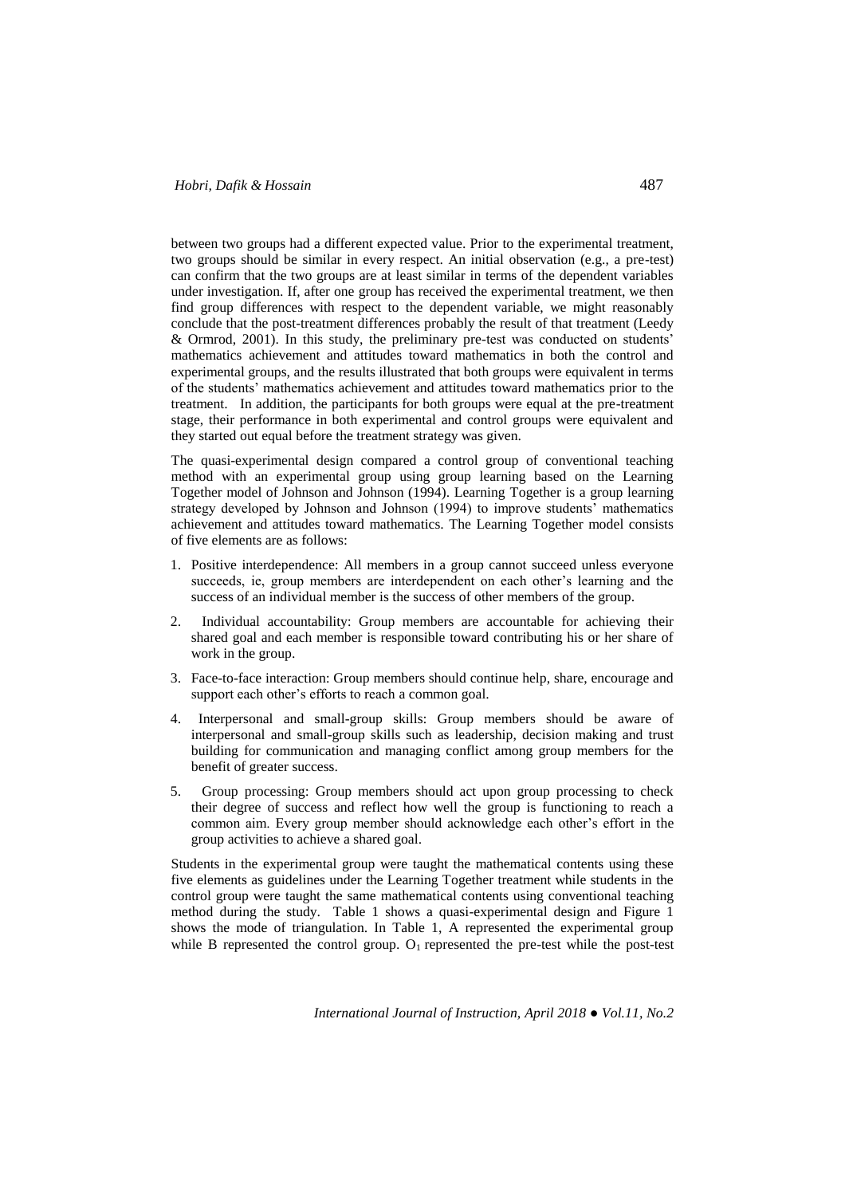between two groups had a different expected value. Prior to the experimental treatment, two groups should be similar in every respect. An initial observation (e.g., a pre-test) can confirm that the two groups are at least similar in terms of the dependent variables under investigation. If, after one group has received the experimental treatment, we then find group differences with respect to the dependent variable, we might reasonably conclude that the post-treatment differences probably the result of that treatment (Leedy & Ormrod, 2001). In this study, the preliminary pre-test was conducted on students' mathematics achievement and attitudes toward mathematics in both the control and experimental groups, and the results illustrated that both groups were equivalent in terms of the students' mathematics achievement and attitudes toward mathematics prior to the treatment. In addition, the participants for both groups were equal at the pre-treatment stage, their performance in both experimental and control groups were equivalent and they started out equal before the treatment strategy was given.

The quasi-experimental design compared a control group of conventional teaching method with an experimental group using group learning based on the Learning Together model of Johnson and Johnson (1994). Learning Together is a group learning strategy developed by Johnson and Johnson (1994) to improve students' mathematics achievement and attitudes toward mathematics. The Learning Together model consists of five elements are as follows:

1. Positive interdependence: All members in a group cannot succeed unless everyone succeeds, ie, group members are interdependent on each other's learning and the success of an individual member is the success of other members of the group.
2. Individual accountability: Group members are accountable for achieving their shared goal and each member is responsible toward contributing his or her share of work in the group.
3. Face-to-face interaction: Group members should continue help, share, encourage and support each other's efforts to reach a common goal.
4. Interpersonal and small-group skills: Group members should be aware of interpersonal and small-group skills such as leadership, decision making and trust building for communication and managing conflict among group members for the benefit of greater success.
5. Group processing: Group members should act upon group processing to check their degree of success and reflect how well the group is functioning to reach a common aim. Every group member should acknowledge each other's effort in the group activities to achieve a shared goal.

Students in the experimental group were taught the mathematical contents using these five elements as guidelines under the Learning Together treatment while students in the control group were taught the same mathematical contents using conventional teaching method during the study. Table 1 shows a quasi-experimental design and Figure 1 shows the mode of triangulation. In Table 1, A represented the experimental group while B represented the control group. $O_1$ represented the pre-test while the post-test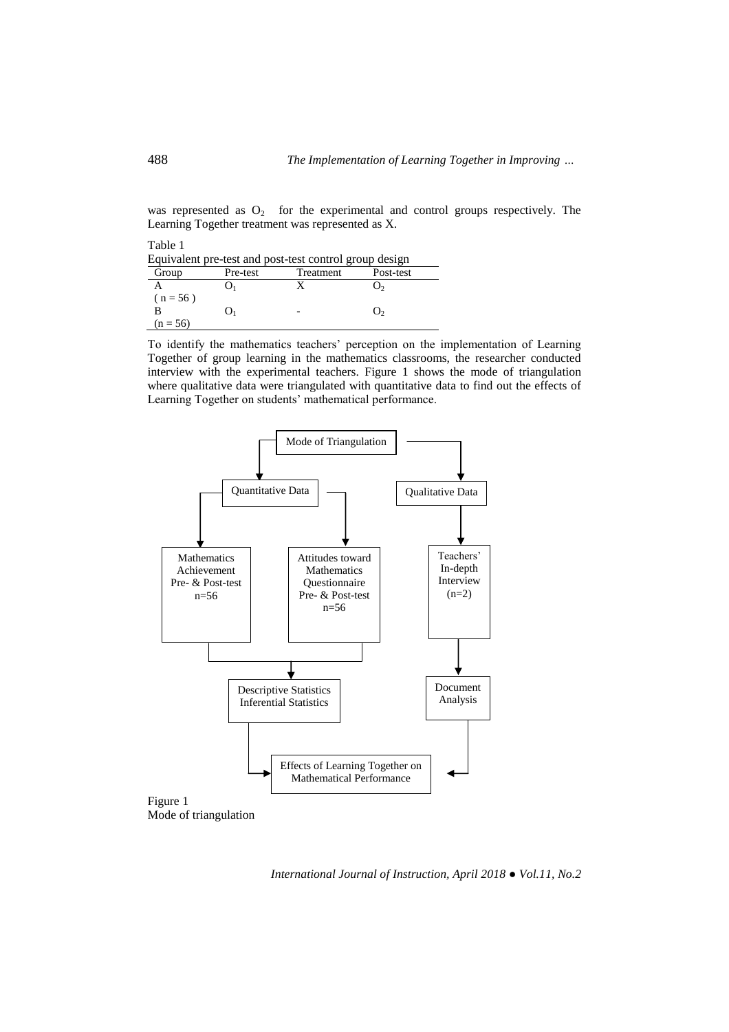was represented as $O_2$ for the experimental and control groups respectively. The Learning Together treatment was represented as X.

Table 1
Equivalent pre-test and post-test control group design

| Group | Pre-test | Treatment | Post-test |
|---|---|---|---|
| A ( n = 56 ) | $O_1$ | X | $O_2$ |
| B (n = 56) | $O_1$ | - | $O_2$ |

To identify the mathematics teachers' perception on the implementation of Learning Together of group learning in the mathematics classrooms, the researcher conducted interview with the experimental teachers. Figure 1 shows the mode of triangulation where qualitative data were triangulated with quantitative data to find out the effects of Learning Together on students' mathematical performance.

Mode of Triangulation

- Quantitative Data
  - Mathematics Achievement Pre- & Post-test n=56
  - Attitudes toward Mathematics Questionnaire Pre- & Post-test n=56
  - → Descriptive Statistics Inferential Statistics
- Qualitative Data
  - Teachers' In-depth Interview (n=2)
  - → Document Analysis
- → Effects of Learning Together on Mathematical Performance

Figure 1
Mode of triangulation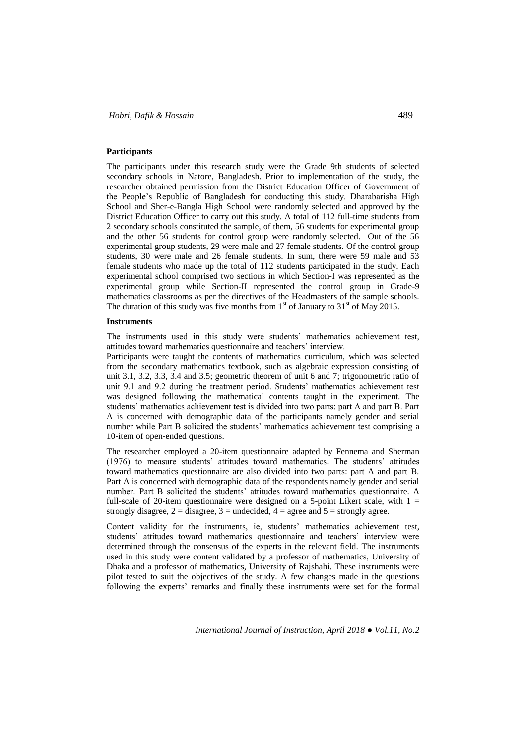### Participants

The participants under this research study were the Grade 9th students of selected secondary schools in Natore, Bangladesh. Prior to implementation of the study, the researcher obtained permission from the District Education Officer of Government of the People's Republic of Bangladesh for conducting this study. Dharabarisha High School and Sher-e-Bangla High School were randomly selected and approved by the District Education Officer to carry out this study. A total of 112 full-time students from 2 secondary schools constituted the sample, of them, 56 students for experimental group and the other 56 students for control group were randomly selected. Out of the 56 experimental group students, 29 were male and 27 female students. Of the control group students, 30 were male and 26 female students. In sum, there were 59 male and 53 female students who made up the total of 112 students participated in the study. Each experimental school comprised two sections in which Section-I was represented as the experimental group while Section-II represented the control group in Grade-9 mathematics classrooms as per the directives of the Headmasters of the sample schools. The duration of this study was five months from 1st of January to 31st of May 2015.

### Instruments

The instruments used in this study were students' mathematics achievement test, attitudes toward mathematics questionnaire and teachers' interview.

Participants were taught the contents of mathematics curriculum, which was selected from the secondary mathematics textbook, such as algebraic expression consisting of unit 3.1, 3.2, 3.3, 3.4 and 3.5; geometric theorem of unit 6 and 7; trigonometric ratio of unit 9.1 and 9.2 during the treatment period. Students' mathematics achievement test was designed following the mathematical contents taught in the experiment. The students' mathematics achievement test is divided into two parts: part A and part B. Part A is concerned with demographic data of the participants namely gender and serial number while Part B solicited the students' mathematics achievement test comprising a 10-item of open-ended questions.

The researcher employed a 20-item questionnaire adapted by Fennema and Sherman (1976) to measure students' attitudes toward mathematics. The students' attitudes toward mathematics questionnaire are also divided into two parts: part A and part B. Part A is concerned with demographic data of the respondents namely gender and serial number. Part B solicited the students' attitudes toward mathematics questionnaire. A full-scale of 20-item questionnaire were designed on a 5-point Likert scale, with 1 = strongly disagree, 2 = disagree, 3 = undecided, 4 = agree and 5 = strongly agree.

Content validity for the instruments, ie, students' mathematics achievement test, students' attitudes toward mathematics questionnaire and teachers' interview were determined through the consensus of the experts in the relevant field. The instruments used in this study were content validated by a professor of mathematics, University of Dhaka and a professor of mathematics, University of Rajshahi. These instruments were pilot tested to suit the objectives of the study. A few changes made in the questions following the experts' remarks and finally these instruments were set for the formal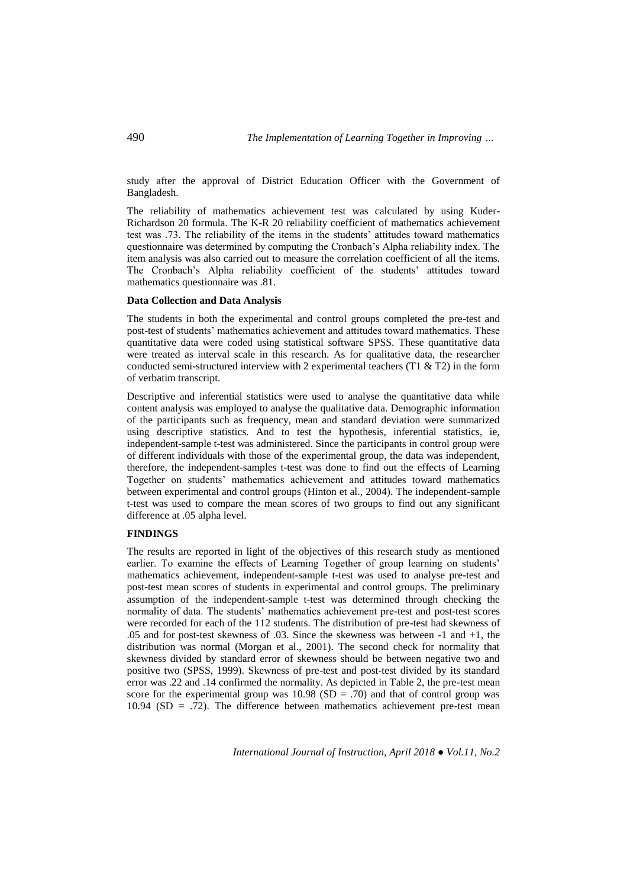study after the approval of District Education Officer with the Government of Bangladesh.

The reliability of mathematics achievement test was calculated by using Kuder-Richardson 20 formula. The K-R 20 reliability coefficient of mathematics achievement test was .73. The reliability of the items in the students' attitudes toward mathematics questionnaire was determined by computing the Cronbach's Alpha reliability index. The item analysis was also carried out to measure the correlation coefficient of all the items. The Cronbach's Alpha reliability coefficient of the students' attitudes toward mathematics questionnaire was .81.

**Data Collection and Data Analysis**

The students in both the experimental and control groups completed the pre-test and post-test of students' mathematics achievement and attitudes toward mathematics. These quantitative data were coded using statistical software SPSS. These quantitative data were treated as interval scale in this research. As for qualitative data, the researcher conducted semi-structured interview with 2 experimental teachers (T1 & T2) in the form of verbatim transcript.

Descriptive and inferential statistics were used to analyse the quantitative data while content analysis was employed to analyse the qualitative data. Demographic information of the participants such as frequency, mean and standard deviation were summarized using descriptive statistics. And to test the hypothesis, inferential statistics, ie, independent-sample t-test was administered. Since the participants in control group were of different individuals with those of the experimental group, the data was independent, therefore, the independent-samples t-test was done to find out the effects of Learning Together on students' mathematics achievement and attitudes toward mathematics between experimental and control groups (Hinton et al., 2004). The independent-sample t-test was used to compare the mean scores of two groups to find out any significant difference at .05 alpha level.

**FINDINGS**

The results are reported in light of the objectives of this research study as mentioned earlier. To examine the effects of Learning Together of group learning on students' mathematics achievement, independent-sample t-test was used to analyse pre-test and post-test mean scores of students in experimental and control groups. The preliminary assumption of the independent-sample t-test was determined through checking the normality of data. The students' mathematics achievement pre-test and post-test scores were recorded for each of the 112 students. The distribution of pre-test had skewness of .05 and for post-test skewness of .03. Since the skewness was between -1 and +1, the distribution was normal (Morgan et al., 2001). The second check for normality that skewness divided by standard error of skewness should be between negative two and positive two (SPSS, 1999). Skewness of pre-test and post-test divided by its standard error was .22 and .14 confirmed the normality. As depicted in Table 2, the pre-test mean score for the experimental group was 10.98 (SD = .70) and that of control group was 10.94 (SD = .72). The difference between mathematics achievement pre-test mean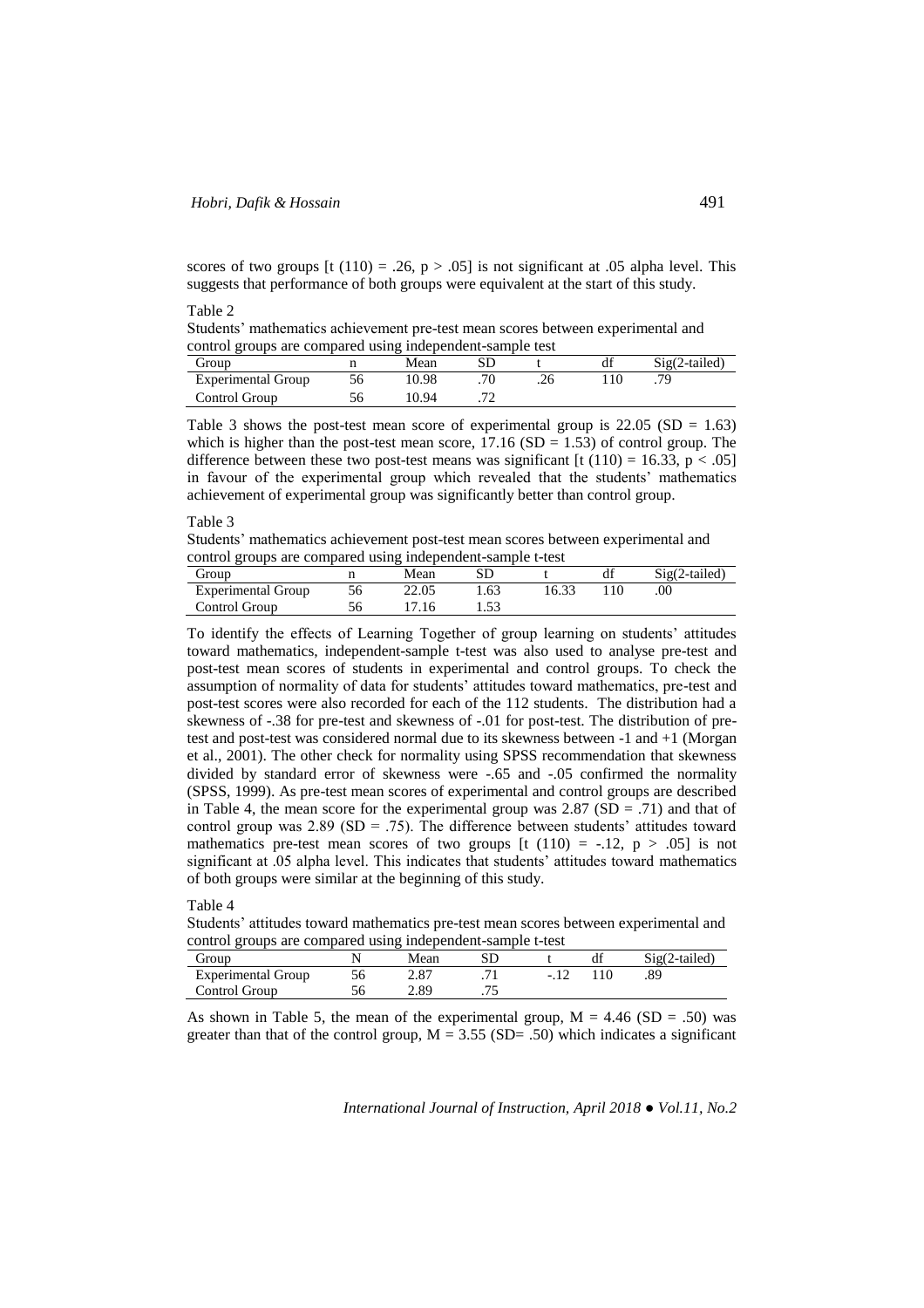scores of two groups [t (110) = .26, $p > .05$] is not significant at .05 alpha level. This suggests that performance of both groups were equivalent at the start of this study.

Table 2

Students' mathematics achievement pre-test mean scores between experimental and control groups are compared using independent-sample test

| Group | n | Mean | SD | t | df | Sig(2-tailed) |
|---|---|---|---|---|---|---|
| Experimental Group | 56 | 10.98 | .70 | .26 | 110 | .79 |
| Control Group | 56 | 10.94 | .72 | | | |

Table 3 shows the post-test mean score of experimental group is 22.05 (SD = 1.63) which is higher than the post-test mean score, 17.16 (SD = 1.53) of control group. The difference between these two post-test means was significant [t (110) = 16.33, $p < .05$] in favour of the experimental group which revealed that the students' mathematics achievement of experimental group was significantly better than control group.

Table 3

Students' mathematics achievement post-test mean scores between experimental and control groups are compared using independent-sample t-test

| Group | n | Mean | SD | t | df | Sig(2-tailed) |
|---|---|---|---|---|---|---|
| Experimental Group | 56 | 22.05 | 1.63 | 16.33 | 110 | .00 |
| Control Group | 56 | 17.16 | 1.53 | | | |

To identify the effects of Learning Together of group learning on students' attitudes toward mathematics, independent-sample t-test was also used to analyse pre-test and post-test mean scores of students in experimental and control groups. To check the assumption of normality of data for students' attitudes toward mathematics, pre-test and post-test scores were also recorded for each of the 112 students. The distribution had a skewness of -.38 for pre-test and skewness of -.01 for post-test. The distribution of pre-test and post-test was considered normal due to its skewness between -1 and +1 (Morgan et al., 2001). The other check for normality using SPSS recommendation that skewness divided by standard error of skewness were -.65 and -.05 confirmed the normality (SPSS, 1999). As pre-test mean scores of experimental and control groups are described in Table 4, the mean score for the experimental group was 2.87 (SD = .71) and that of control group was 2.89 (SD = .75). The difference between students' attitudes toward mathematics pre-test mean scores of two groups [t (110) = -.12, $p > .05$] is not significant at .05 alpha level. This indicates that students' attitudes toward mathematics of both groups were similar at the beginning of this study.

Table 4

Students' attitudes toward mathematics pre-test mean scores between experimental and control groups are compared using independent-sample t-test

| Group | N | Mean | SD | t | df | Sig(2-tailed) |
|---|---|---|---|---|---|---|
| Experimental Group | 56 | 2.87 | .71 | -.12 | 110 | .89 |
| Control Group | 56 | 2.89 | .75 | | | |

As shown in Table 5, the mean of the experimental group, M = 4.46 (SD = .50) was greater than that of the control group, M = 3.55 (SD= .50) which indicates a significant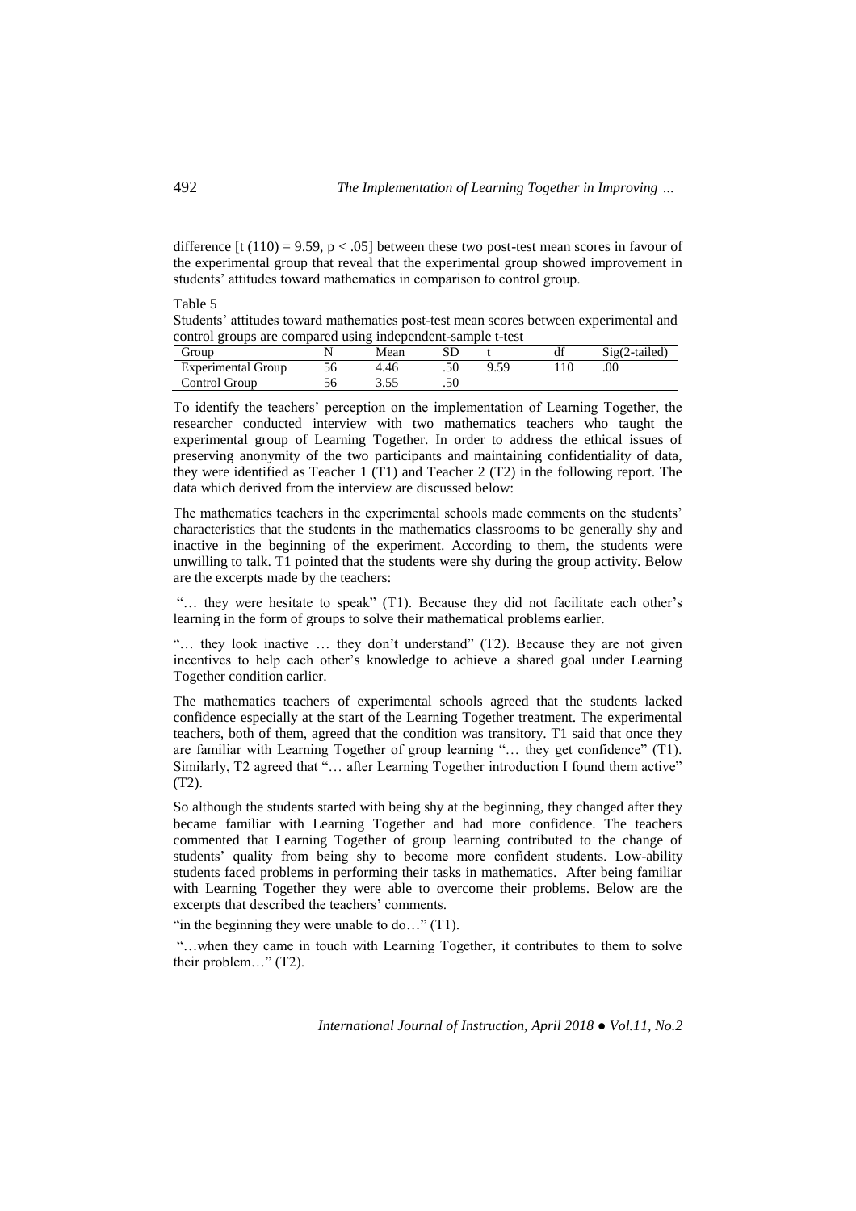difference [$t(110) = 9.59$, $p < .05$] between these two post-test mean scores in favour of the experimental group that reveal that the experimental group showed improvement in students' attitudes toward mathematics in comparison to control group.

Table 5

Students' attitudes toward mathematics post-test mean scores between experimental and control groups are compared using independent-sample t-test

| Group | N | Mean | SD | t | df | Sig(2-tailed) |
|---|---|---|---|---|---|---|
| Experimental Group | 56 | 4.46 | .50 | 9.59 | 110 | .00 |
| Control Group | 56 | 3.55 | .50 | | | |

To identify the teachers' perception on the implementation of Learning Together, the researcher conducted interview with two mathematics teachers who taught the experimental group of Learning Together. In order to address the ethical issues of preserving anonymity of the two participants and maintaining confidentiality of data, they were identified as Teacher 1 (T1) and Teacher 2 (T2) in the following report. The data which derived from the interview are discussed below:

The mathematics teachers in the experimental schools made comments on the students' characteristics that the students in the mathematics classrooms to be generally shy and inactive in the beginning of the experiment. According to them, the students were unwilling to talk. T1 pointed that the students were shy during the group activity. Below are the excerpts made by the teachers:

"… they were hesitate to speak" (T1). Because they did not facilitate each other's learning in the form of groups to solve their mathematical problems earlier.

"… they look inactive … they don't understand" (T2). Because they are not given incentives to help each other's knowledge to achieve a shared goal under Learning Together condition earlier.

The mathematics teachers of experimental schools agreed that the students lacked confidence especially at the start of the Learning Together treatment. The experimental teachers, both of them, agreed that the condition was transitory. T1 said that once they are familiar with Learning Together of group learning "… they get confidence" (T1). Similarly, T2 agreed that "… after Learning Together introduction I found them active" (T2).

So although the students started with being shy at the beginning, they changed after they became familiar with Learning Together and had more confidence. The teachers commented that Learning Together of group learning contributed to the change of students' quality from being shy to become more confident students. Low-ability students faced problems in performing their tasks in mathematics. After being familiar with Learning Together they were able to overcome their problems. Below are the excerpts that described the teachers' comments.

"in the beginning they were unable to do…" (T1).

"…when they came in touch with Learning Together, it contributes to them to solve their problem…" (T2).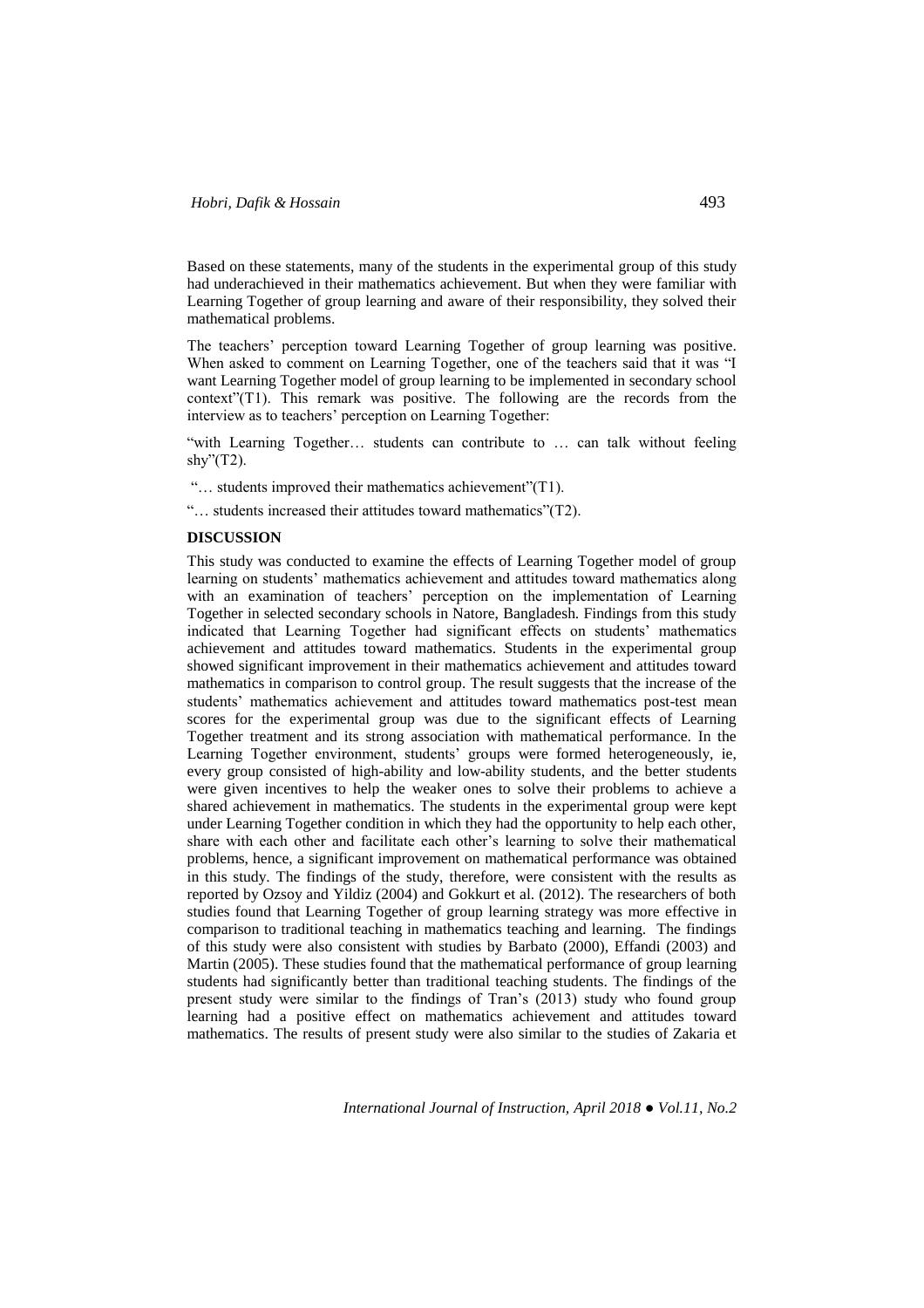Based on these statements, many of the students in the experimental group of this study had underachieved in their mathematics achievement. But when they were familiar with Learning Together of group learning and aware of their responsibility, they solved their mathematical problems.

The teachers' perception toward Learning Together of group learning was positive. When asked to comment on Learning Together, one of the teachers said that it was "I want Learning Together model of group learning to be implemented in secondary school context"(T1). This remark was positive. The following are the records from the interview as to teachers' perception on Learning Together:

"with Learning Together… students can contribute to … can talk without feeling shy"(T2).

"… students improved their mathematics achievement"(T1).

"… students increased their attitudes toward mathematics"(T2).

## DISCUSSION

This study was conducted to examine the effects of Learning Together model of group learning on students' mathematics achievement and attitudes toward mathematics along with an examination of teachers' perception on the implementation of Learning Together in selected secondary schools in Natore, Bangladesh. Findings from this study indicated that Learning Together had significant effects on students' mathematics achievement and attitudes toward mathematics. Students in the experimental group showed significant improvement in their mathematics achievement and attitudes toward mathematics in comparison to control group. The result suggests that the increase of the students' mathematics achievement and attitudes toward mathematics post-test mean scores for the experimental group was due to the significant effects of Learning Together treatment and its strong association with mathematical performance. In the Learning Together environment, students' groups were formed heterogeneously, ie, every group consisted of high-ability and low-ability students, and the better students were given incentives to help the weaker ones to solve their problems to achieve a shared achievement in mathematics. The students in the experimental group were kept under Learning Together condition in which they had the opportunity to help each other, share with each other and facilitate each other's learning to solve their mathematical problems, hence, a significant improvement on mathematical performance was obtained in this study. The findings of the study, therefore, were consistent with the results as reported by Ozsoy and Yildiz (2004) and Gokkurt et al. (2012). The researchers of both studies found that Learning Together of group learning strategy was more effective in comparison to traditional teaching in mathematics teaching and learning. The findings of this study were also consistent with studies by Barbato (2000), Effandi (2003) and Martin (2005). These studies found that the mathematical performance of group learning students had significantly better than traditional teaching students. The findings of the present study were similar to the findings of Tran's (2013) study who found group learning had a positive effect on mathematics achievement and attitudes toward mathematics. The results of present study were also similar to the studies of Zakaria et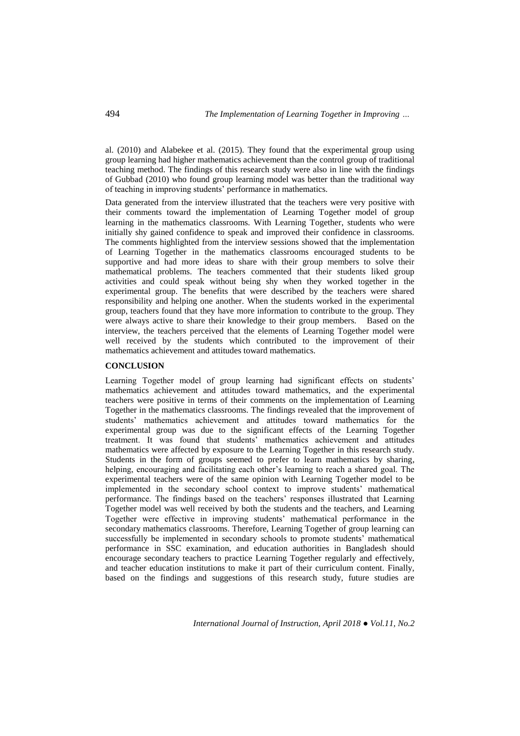al. (2010) and Alabekee et al. (2015). They found that the experimental group using group learning had higher mathematics achievement than the control group of traditional teaching method. The findings of this research study were also in line with the findings of Gubbad (2010) who found group learning model was better than the traditional way of teaching in improving students' performance in mathematics.

Data generated from the interview illustrated that the teachers were very positive with their comments toward the implementation of Learning Together model of group learning in the mathematics classrooms. With Learning Together, students who were initially shy gained confidence to speak and improved their confidence in classrooms. The comments highlighted from the interview sessions showed that the implementation of Learning Together in the mathematics classrooms encouraged students to be supportive and had more ideas to share with their group members to solve their mathematical problems. The teachers commented that their students liked group activities and could speak without being shy when they worked together in the experimental group. The benefits that were described by the teachers were shared responsibility and helping one another. When the students worked in the experimental group, teachers found that they have more information to contribute to the group. They were always active to share their knowledge to their group members. Based on the interview, the teachers perceived that the elements of Learning Together model were well received by the students which contributed to the improvement of their mathematics achievement and attitudes toward mathematics.

## CONCLUSION

Learning Together model of group learning had significant effects on students' mathematics achievement and attitudes toward mathematics, and the experimental teachers were positive in terms of their comments on the implementation of Learning Together in the mathematics classrooms. The findings revealed that the improvement of students' mathematics achievement and attitudes toward mathematics for the experimental group was due to the significant effects of the Learning Together treatment. It was found that students' mathematics achievement and attitudes mathematics were affected by exposure to the Learning Together in this research study. Students in the form of groups seemed to prefer to learn mathematics by sharing, helping, encouraging and facilitating each other's learning to reach a shared goal. The experimental teachers were of the same opinion with Learning Together model to be implemented in the secondary school context to improve students' mathematical performance. The findings based on the teachers' responses illustrated that Learning Together model was well received by both the students and the teachers, and Learning Together were effective in improving students' mathematical performance in the secondary mathematics classrooms. Therefore, Learning Together of group learning can successfully be implemented in secondary schools to promote students' mathematical performance in SSC examination, and education authorities in Bangladesh should encourage secondary teachers to practice Learning Together regularly and effectively, and teacher education institutions to make it part of their curriculum content. Finally, based on the findings and suggestions of this research study, future studies are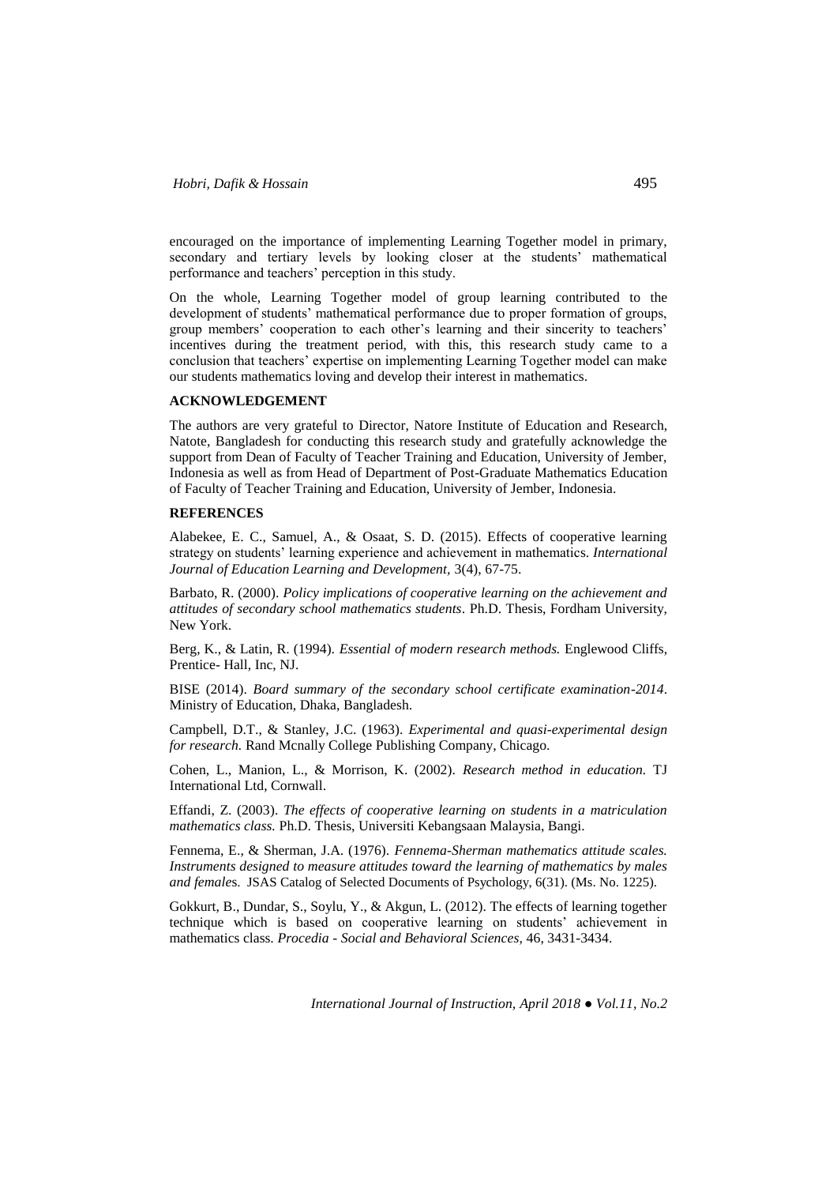encouraged on the importance of implementing Learning Together model in primary, secondary and tertiary levels by looking closer at the students' mathematical performance and teachers' perception in this study.

On the whole, Learning Together model of group learning contributed to the development of students' mathematical performance due to proper formation of groups, group members' cooperation to each other's learning and their sincerity to teachers' incentives during the treatment period, with this, this research study came to a conclusion that teachers' expertise on implementing Learning Together model can make our students mathematics loving and develop their interest in mathematics.

## ACKNOWLEDGEMENT

The authors are very grateful to Director, Natore Institute of Education and Research, Natote, Bangladesh for conducting this research study and gratefully acknowledge the support from Dean of Faculty of Teacher Training and Education, University of Jember, Indonesia as well as from Head of Department of Post-Graduate Mathematics Education of Faculty of Teacher Training and Education, University of Jember, Indonesia.

## REFERENCES

Alabekee, E. C., Samuel, A., & Osaat, S. D. (2015). Effects of cooperative learning strategy on students' learning experience and achievement in mathematics. *International Journal of Education Learning and Development,* 3(4), 67-75.

Barbato, R. (2000). *Policy implications of cooperative learning on the achievement and attitudes of secondary school mathematics students*. Ph.D. Thesis, Fordham University, New York.

Berg, K., & Latin, R. (1994). *Essential of modern research methods.* Englewood Cliffs, Prentice- Hall, Inc, NJ.

BISE (2014). *Board summary of the secondary school certificate examination-2014*. Ministry of Education, Dhaka, Bangladesh.

Campbell, D.T., & Stanley, J.C. (1963). *Experimental and quasi-experimental design for research.* Rand Mcnally College Publishing Company, Chicago.

Cohen, L., Manion, L., & Morrison, K. (2002). *Research method in education.* TJ International Ltd, Cornwall.

Effandi, Z. (2003). *The effects of cooperative learning on students in a matriculation mathematics class.* Ph.D. Thesis, Universiti Kebangsaan Malaysia, Bangi.

Fennema, E., & Sherman, J.A. (1976). *Fennema-Sherman mathematics attitude scales. Instruments designed to measure attitudes toward the learning of mathematics by males and females.* JSAS Catalog of Selected Documents of Psychology, 6(31). (Ms. No. 1225).

Gokkurt, B., Dundar, S., Soylu, Y., & Akgun, L. (2012). The effects of learning together technique which is based on cooperative learning on students' achievement in mathematics class. *Procedia - Social and Behavioral Sciences,* 46, 3431-3434.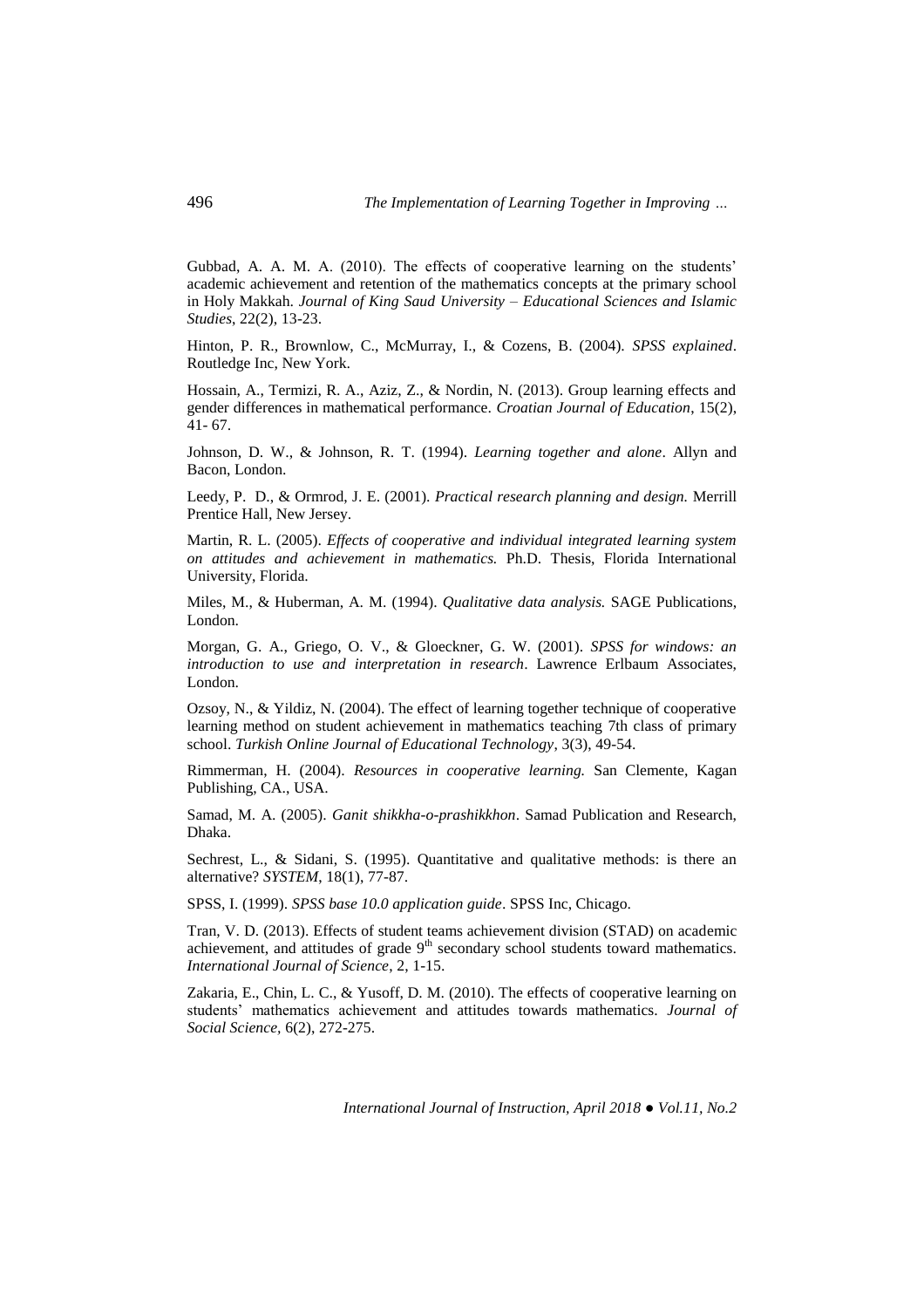Gubbad, A. A. M. A. (2010). The effects of cooperative learning on the students' academic achievement and retention of the mathematics concepts at the primary school in Holy Makkah. *Journal of King Saud University – Educational Sciences and Islamic Studies*, 22(2), 13-23.

Hinton, P. R., Brownlow, C., McMurray, I., & Cozens, B. (2004). *SPSS explained*. Routledge Inc, New York.

Hossain, A., Termizi, R. A., Aziz, Z., & Nordin, N. (2013). Group learning effects and gender differences in mathematical performance. *Croatian Journal of Education*, 15(2), 41- 67.

Johnson, D. W., & Johnson, R. T. (1994). *Learning together and alone*. Allyn and Bacon, London.

Leedy, P. D., & Ormrod, J. E. (2001). *Practical research planning and design.* Merrill Prentice Hall, New Jersey.

Martin, R. L. (2005). *Effects of cooperative and individual integrated learning system on attitudes and achievement in mathematics.* Ph.D. Thesis, Florida International University, Florida.

Miles, M., & Huberman, A. M. (1994). *Qualitative data analysis.* SAGE Publications, London.

Morgan, G. A., Griego, O. V., & Gloeckner, G. W. (2001). *SPSS for windows: an introduction to use and interpretation in research*. Lawrence Erlbaum Associates, London.

Ozsoy, N., & Yildiz, N. (2004). The effect of learning together technique of cooperative learning method on student achievement in mathematics teaching 7th class of primary school. *Turkish Online Journal of Educational Technology*, 3(3), 49-54.

Rimmerman, H. (2004). *Resources in cooperative learning.* San Clemente, Kagan Publishing, CA., USA.

Samad, M. A. (2005). *Ganit shikkha-o-prashikkhon*. Samad Publication and Research, Dhaka.

Sechrest, L., & Sidani, S. (1995). Quantitative and qualitative methods: is there an alternative? *SYSTEM*, 18(1), 77-87.

SPSS, I. (1999). *SPSS base 10.0 application guide*. SPSS Inc, Chicago.

Tran, V. D. (2013). Effects of student teams achievement division (STAD) on academic achievement, and attitudes of grade 9th secondary school students toward mathematics. *International Journal of Science*, 2, 1-15.

Zakaria, E., Chin, L. C., & Yusoff, D. M. (2010). The effects of cooperative learning on students' mathematics achievement and attitudes towards mathematics. *Journal of Social Science*, 6(2), 272-275.